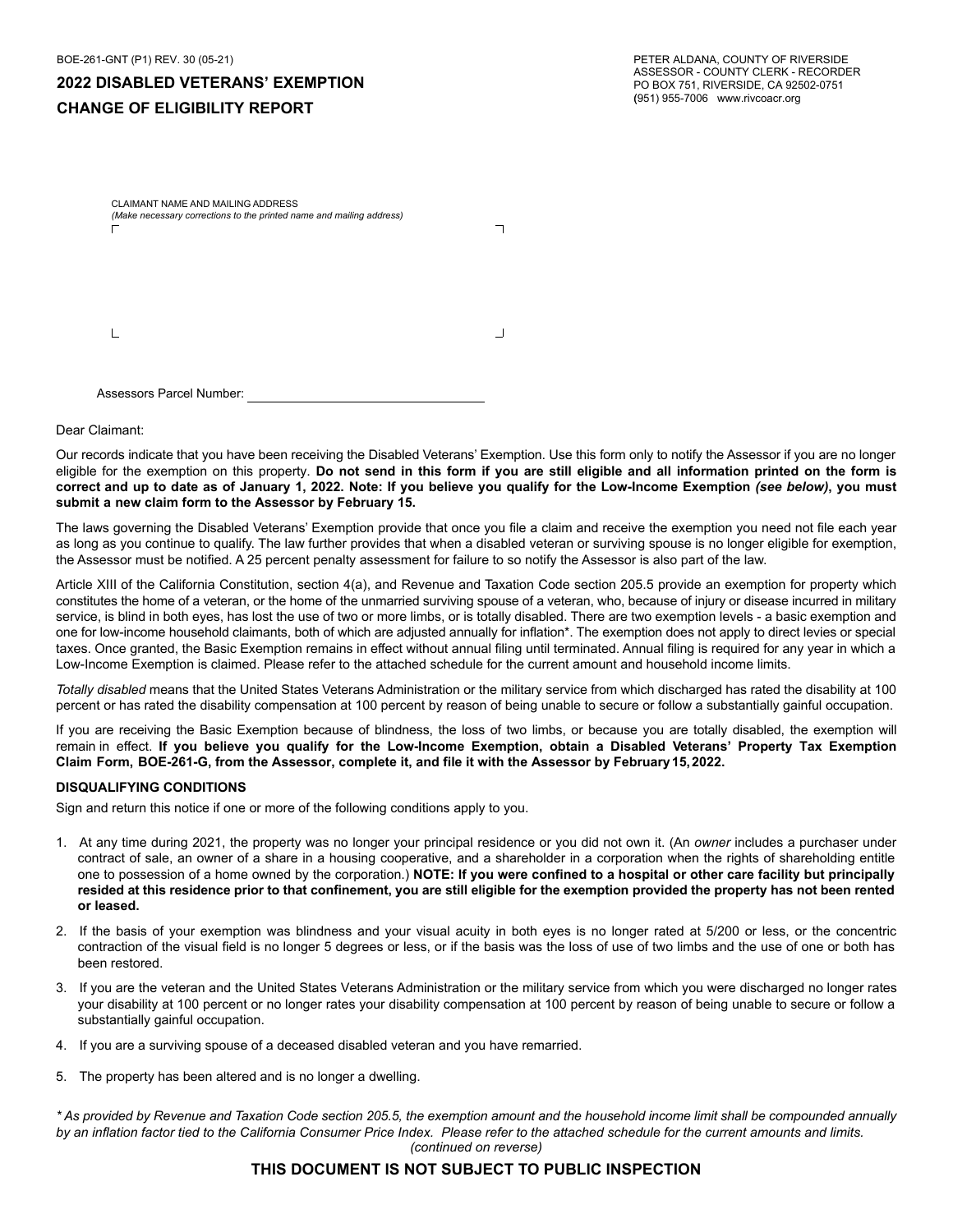BOE-261-GNT (P1) REV. 30 (05-21)

# 2022 DISABLED VETERANS' EXEMPTION CHANGE OF ELIGIBILITY REPORT

PETER ALDANA, COUNTY OF RIVERSIDE
ASSESSOR - COUNTY CLERK - RECORDER
PO BOX 751, RIVERSIDE, CA 92502-0751
(951) 955-7006 www.rivcoacr.org

CLAIMANT NAME AND MAILING ADDRESS
*(Make necessary corrections to the printed name and mailing address)*

Assessors Parcel Number: ____________________

Dear Claimant:

Our records indicate that you have been receiving the Disabled Veterans' Exemption. Use this form only to notify the Assessor if you are no longer eligible for the exemption on this property. **Do not send in this form if you are still eligible and all information printed on the form is correct and up to date as of January 1, 2022. Note: If you believe you qualify for the Low-Income Exemption *(see below)*, you must submit a new claim form to the Assessor by February 15.**

The laws governing the Disabled Veterans' Exemption provide that once you file a claim and receive the exemption you need not file each year as long as you continue to qualify. The law further provides that when a disabled veteran or surviving spouse is no longer eligible for exemption, the Assessor must be notified. A 25 percent penalty assessment for failure to so notify the Assessor is also part of the law.

Article XIII of the California Constitution, section 4(a), and Revenue and Taxation Code section 205.5 provide an exemption for property which constitutes the home of a veteran, or the home of the unmarried surviving spouse of a veteran, who, because of injury or disease incurred in military service, is blind in both eyes, has lost the use of two or more limbs, or is totally disabled. There are two exemption levels - a basic exemption and one for low-income household claimants, both of which are adjusted annually for inflation*. The exemption does not apply to direct levies or special taxes. Once granted, the Basic Exemption remains in effect without annual filing until terminated. Annual filing is required for any year in which a Low-Income Exemption is claimed. Please refer to the attached schedule for the current amount and household income limits.

*Totally disabled* means that the United States Veterans Administration or the military service from which discharged has rated the disability at 100 percent or has rated the disability compensation at 100 percent by reason of being unable to secure or follow a substantially gainful occupation.

If you are receiving the Basic Exemption because of blindness, the loss of two limbs, or because you are totally disabled, the exemption will remain in effect. **If you believe you qualify for the Low-Income Exemption, obtain a Disabled Veterans' Property Tax Exemption Claim Form, BOE-261-G, from the Assessor, complete it, and file it with the Assessor by February 15, 2022.**

### DISQUALIFYING CONDITIONS

Sign and return this notice if one or more of the following conditions apply to you.

1. At any time during 2021, the property was no longer your principal residence or you did not own it. (An *owner* includes a purchaser under contract of sale, an owner of a share in a housing cooperative, and a shareholder in a corporation when the rights of shareholding entitle one to possession of a home owned by the corporation.) **NOTE: If you were confined to a hospital or other care facility but principally resided at this residence prior to that confinement, you are still eligible for the exemption provided the property has not been rented or leased.**
2. If the basis of your exemption was blindness and your visual acuity in both eyes is no longer rated at 5/200 or less, or the concentric contraction of the visual field is no longer 5 degrees or less, or if the basis was the loss of use of two limbs and the use of one or both has been restored.
3. If you are the veteran and the United States Veterans Administration or the military service from which you were discharged no longer rates your disability at 100 percent or no longer rates your disability compensation at 100 percent by reason of being unable to secure or follow a substantially gainful occupation.
4. If you are a surviving spouse of a deceased disabled veteran and you have remarried.
5. The property has been altered and is no longer a dwelling.

*\* As provided by Revenue and Taxation Code section 205.5, the exemption amount and the household income limit shall be compounded annually by an inflation factor tied to the California Consumer Price Index. Please refer to the attached schedule for the current amounts and limits.*

*(continued on reverse)*

**THIS DOCUMENT IS NOT SUBJECT TO PUBLIC INSPECTION**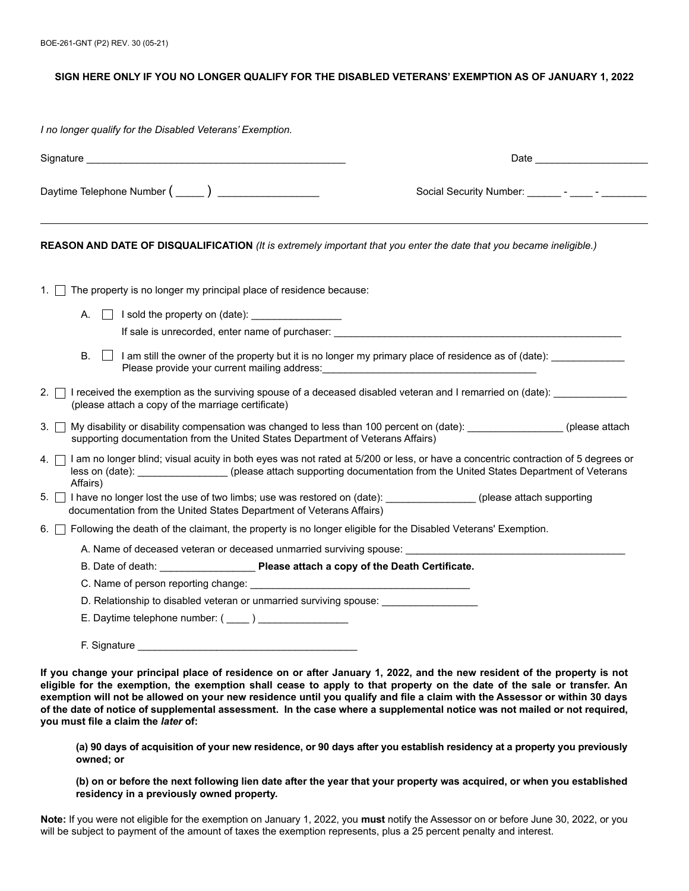**SIGN HERE ONLY IF YOU NO LONGER QUALIFY FOR THE DISABLED VETERANS' EXEMPTION AS OF JANUARY 1, 2022**

*I no longer qualify for the Disabled Veterans' Exemption.*

Signature ______________________________________________ Date ____________________

Daytime Telephone Number ( _____ ) _________________ Social Security Number: ______ - ____ - ________

---

**REASON AND DATE OF DISQUALIFICATION** *(It is extremely important that you enter the date that you became ineligible.)*

1. ☐ The property is no longer my principal place of residence because:

   A. ☐ I sold the property on (date): ________________
   If sale is unrecorded, enter name of purchaser: ____________________________________________________

   B. ☐ I am still the owner of the property but it is no longer my primary place of residence as of (date): _____________
   Please provide your current mailing address:_______________________________________

2. ☐ I received the exemption as the surviving spouse of a deceased disabled veteran and I remarried on (date): _____________ (please attach a copy of the marriage certificate)

3. ☐ My disability or disability compensation was changed to less than 100 percent on (date): _________________ (please attach supporting documentation from the United States Department of Veterans Affairs)

4. ☐ I am no longer blind; visual acuity in both eyes was not rated at 5/200 or less, or have a concentric contraction of 5 degrees or less on (date): ________________ (please attach supporting documentation from the United States Department of Veterans Affairs)

5. ☐ I have no longer lost the use of two limbs; use was restored on (date): ________________ (please attach supporting documentation from the United States Department of Veterans Affairs)

6. ☐ Following the death of the claimant, the property is no longer eligible for the Disabled Veterans' Exemption.

   A. Name of deceased veteran or deceased unmarried surviving spouse: ________________________________________

   B. Date of death: _________________ **Please attach a copy of the Death Certificate.**

   C. Name of person reporting change: ________________________________________

   D. Relationship to disabled veteran or unmarried surviving spouse: _________________

   E. Daytime telephone number: ( ____ ) ________________

   F. Signature ________________________________________

**If you change your principal place of residence on or after January 1, 2022, and the new resident of the property is not eligible for the exemption, the exemption shall cease to apply to that property on the date of the sale or transfer. An exemption will not be allowed on your new residence until you qualify and file a claim with the Assessor or within 30 days of the date of notice of supplemental assessment. In the case where a supplemental notice was not mailed or not required, you must file a claim the *later* of:**

> **(a) 90 days of acquisition of your new residence, or 90 days after you establish residency at a property you previously owned; or**
>
> **(b) on or before the next following lien date after the year that your property was acquired, or when you established residency in a previously owned property.**

**Note:** If you were not eligible for the exemption on January 1, 2022, you **must** notify the Assessor on or before June 30, 2022, or you will be subject to payment of the amount of taxes the exemption represents, plus a 25 percent penalty and interest.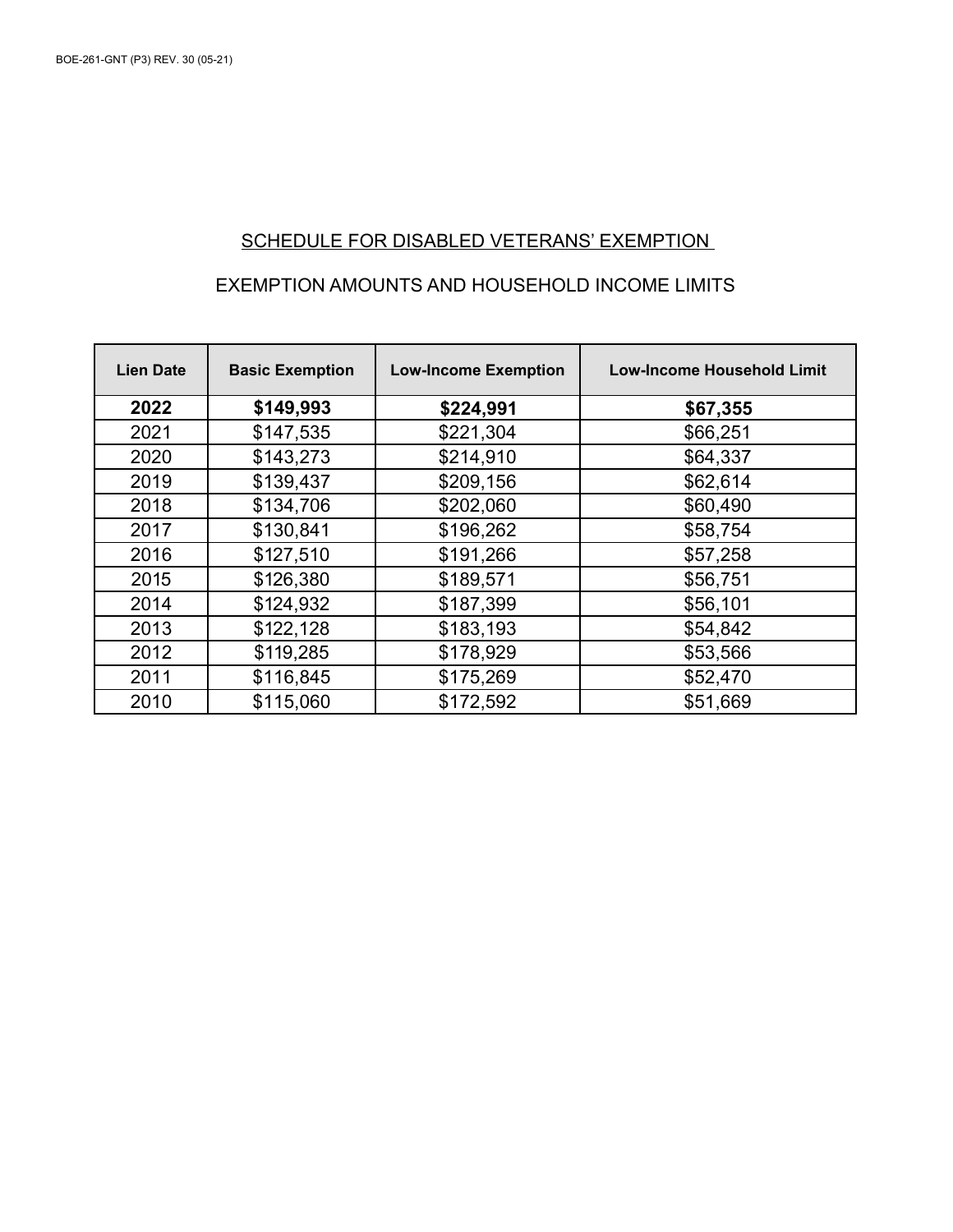## SCHEDULE FOR DISABLED VETERANS' EXEMPTION

## EXEMPTION AMOUNTS AND HOUSEHOLD INCOME LIMITS

| Lien Date | Basic Exemption | Low-Income Exemption | Low-Income Household Limit |
|---|---|---|---|
| **2022** | **$149,993** | **$224,991** | **$67,355** |
| 2021 | $147,535 | $221,304 | $66,251 |
| 2020 | $143,273 | $214,910 | $64,337 |
| 2019 | $139,437 | $209,156 | $62,614 |
| 2018 | $134,706 | $202,060 | $60,490 |
| 2017 | $130,841 | $196,262 | $58,754 |
| 2016 | $127,510 | $191,266 | $57,258 |
| 2015 | $126,380 | $189,571 | $56,751 |
| 2014 | $124,932 | $187,399 | $56,101 |
| 2013 | $122,128 | $183,193 | $54,842 |
| 2012 | $119,285 | $178,929 | $53,566 |
| 2011 | $116,845 | $175,269 | $52,470 |
| 2010 | $115,060 | $172,592 | $51,669 |